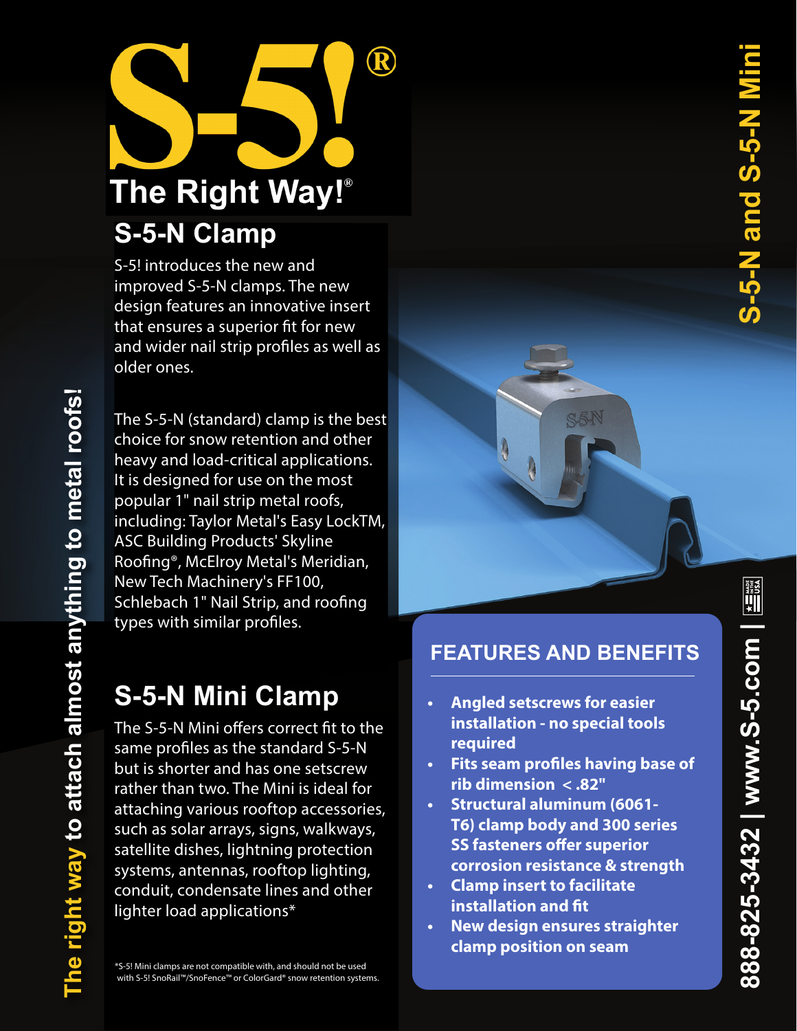# S-5!®

The Right Way!®

## S-5-N Clamp

S-5! introduces the new and improved S-5-N clamps. The new design features an innovative insert that ensures a superior fit for new and wider nail strip profiles as well as older ones.

The S-5-N (standard) clamp is the best choice for snow retention and other heavy and load-critical applications. It is designed for use on the most popular 1" nail strip metal roofs, including: Taylor Metal's Easy LockTM, ASC Building Products' Skyline Roofing®, McElroy Metal's Meridian, New Tech Machinery's FF100, Schlebach 1" Nail Strip, and roofing types with similar profiles.

## S-5-N Mini Clamp

The S-5-N Mini offers correct fit to the same profiles as the standard S-5-N but is shorter and has one setscrew rather than two. The Mini is ideal for attaching various rooftop accessories, such as solar arrays, signs, walkways, satellite dishes, lightning protection systems, antennas, rooftop lighting, conduit, condensate lines and other lighter load applications*

*S-5! Mini clamps are not compatible with, and should not be used with S-5! SnoRail™/SnoFence™ or ColorGard® snow retention systems.

## FEATURES AND BENEFITS

- **Angled setscrews for easier installation - no special tools required**
- **Fits seam profiles having base of rib dimension < .82"**
- **Structural aluminum (6061-T6) clamp body and 300 series SS fasteners offer superior corrosion resistance & strength**
- **Clamp insert to facilitate installation and fit**
- **New design ensures straighter clamp position on seam**

S-5-N and S-5-N Mini

The right way to attach almost anything to metal roofs!

888-825-3432 | www.S-5.com | MADE IN USA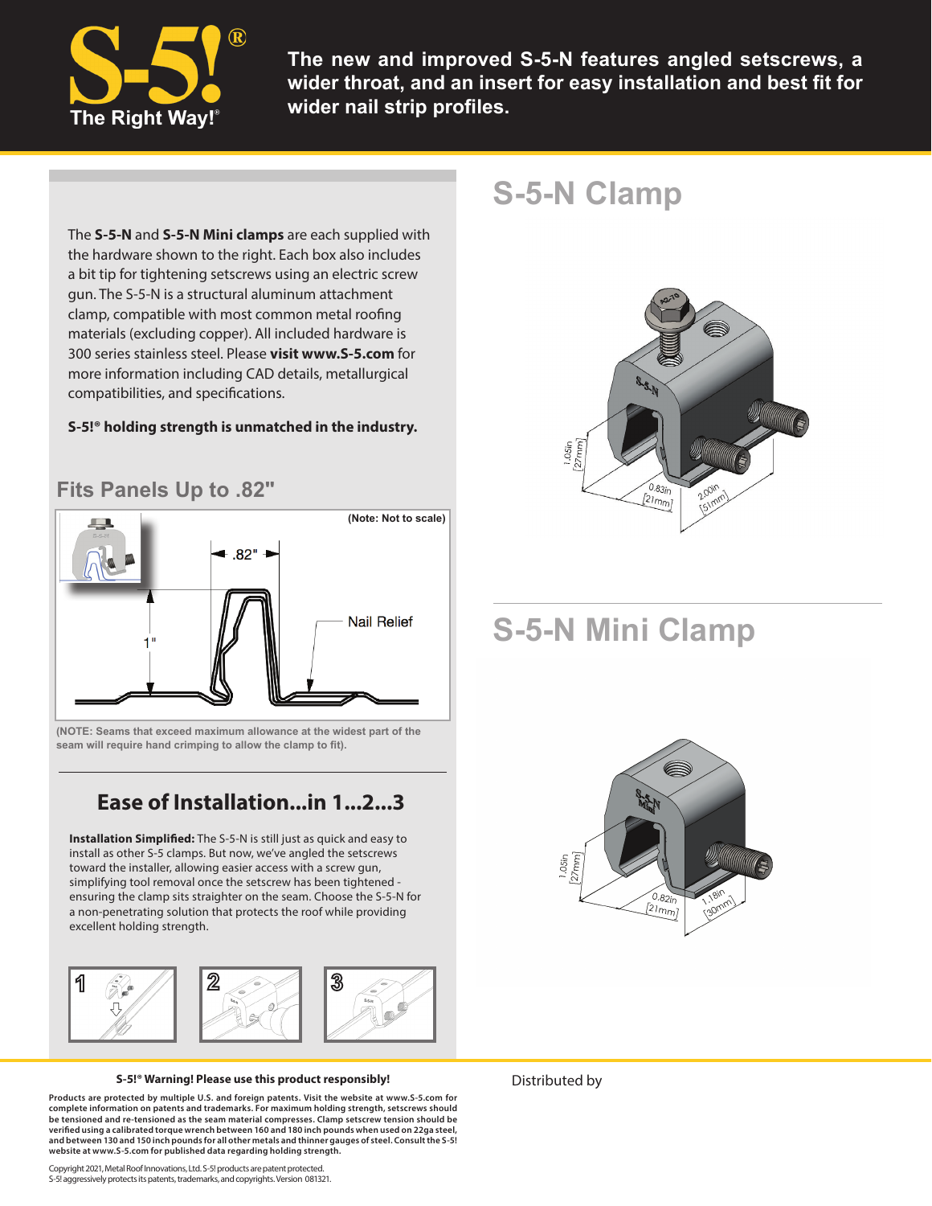The new and improved S-5-N features angled setscrews, a wider throat, and an insert for easy installation and best fit for wider nail strip profiles.

The **S-5-N** and **S-5-N Mini clamps** are each supplied with the hardware shown to the right. Each box also includes a bit tip for tightening setscrews using an electric screw gun. The S-5-N is a structural aluminum attachment clamp, compatible with most common metal roofing materials (excluding copper). All included hardware is 300 series stainless steel. Please **visit www.S-5.com** for more information including CAD details, metallurgical compatibilities, and specifications.

**S-5!® holding strength is unmatched in the industry.**

## Fits Panels Up to .82"

(Note: Not to scale)

.82"

1"

Nail Relief

(NOTE: Seams that exceed maximum allowance at the widest part of the seam will require hand crimping to allow the clamp to fit).

## Ease of Installation...in 1...2...3

**Installation Simplified:** The S-5-N is still just as quick and easy to install as other S-5 clamps. But now, we've angled the setscrews toward the installer, allowing easier access with a screw gun, simplifying tool removal once the setscrew has been tightened - ensuring the clamp sits straighter on the seam. Choose the S-5-N for a non-penetrating solution that protects the roof while providing excellent holding strength.

1

2

3

## S-5-N Clamp

1.05in [27mm]

0.83in [21mm]

2.00in [51mm]

## S-5-N Mini Clamp

1.05in [27mm]

0.82in [21mm]

1.18in [30mm]

**S-5!® Warning! Please use this product responsibly!**

**Products are protected by multiple U.S. and foreign patents. Visit the website at www.S-5.com for complete information on patents and trademarks. For maximum holding strength, setscrews should be tensioned and re-tensioned as the seam material compresses. Clamp setscrew tension should be verified using a calibrated torque wrench between 160 and 180 inch pounds when used on 22ga steel, and between 130 and 150 inch pounds for all other metals and thinner gauges of steel. Consult the S-5! website at www.S-5.com for published data regarding holding strength.**

Copyright 2021, Metal Roof Innovations, Ltd. S-5! products are patent protected.
S-5! aggressively protects its patents, trademarks, and copyrights. Version 081321.

Distributed by